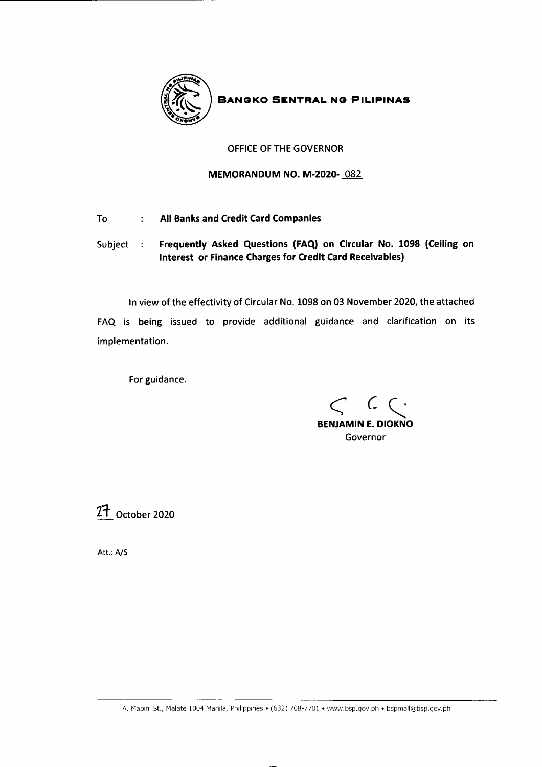**BANGKO SENTRAL NG PILIPINAS**

OFFICE OF THE GOVERNOR

**MEMORANDUM NO. M-2020- 082**

To : **All Banks and Credit Card Companies**

Subject : **Frequently Asked Questions (FAQ) on Circular No. 1098 (Ceiling on Interest or Finance Charges for Credit Card Receivables)**

In view of the effectivity of Circular No. 1098 on 03 November 2020, the attached FAQ is being issued to provide additional guidance and clarification on its implementation.

For guidance.

**BENJAMIN E. DIOKNO**
Governor

27 October 2020

Att.: A/S

A. Mabini St., Malate 1004 Manila, Philippines • (632) 708-7701 • www.bsp.gov.ph • bspmail@bsp.gov.ph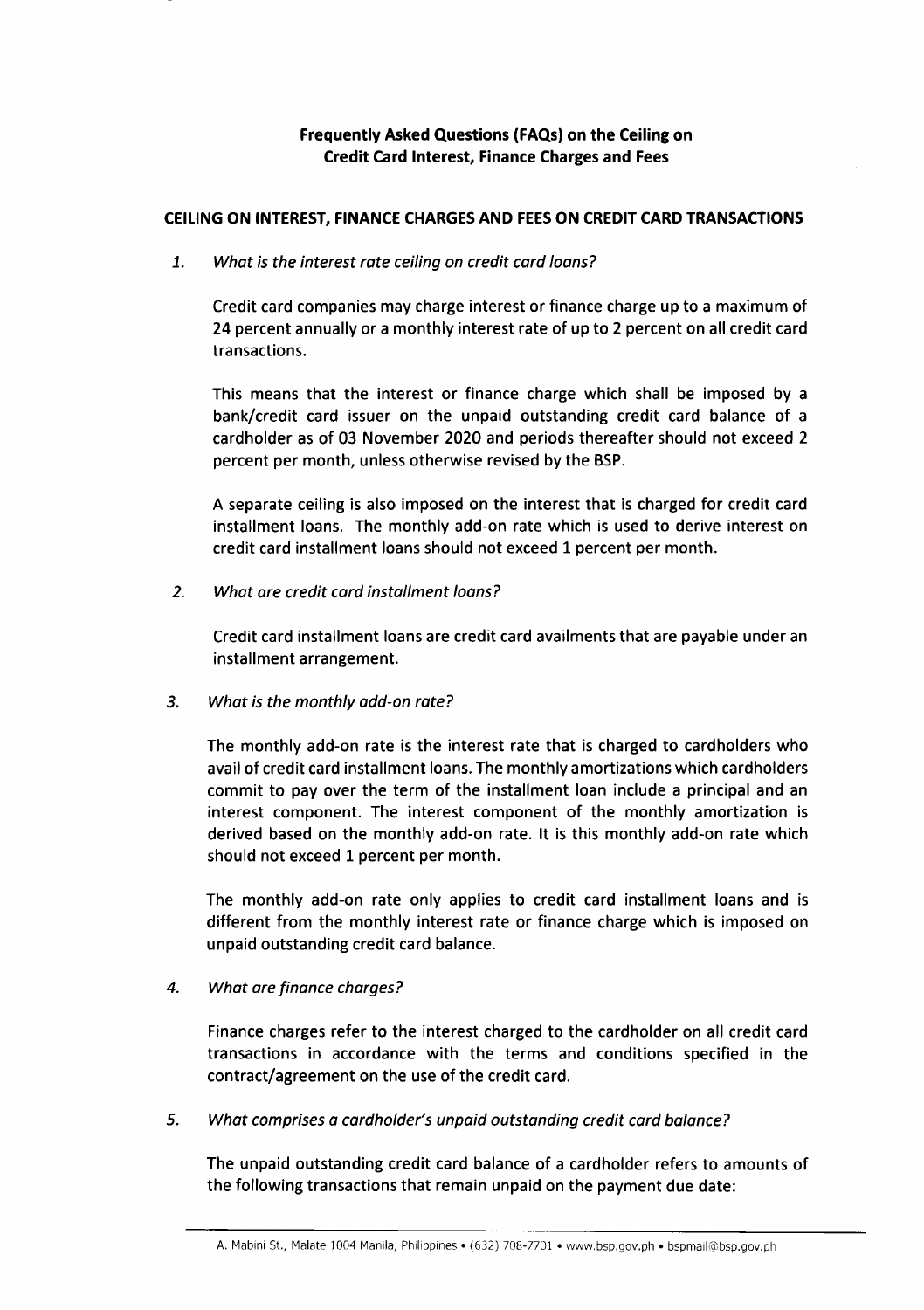## Frequently Asked Questions (FAQs) on the Ceiling on Credit Card Interest, Finance Charges and Fees

### CEILING ON INTEREST, FINANCE CHARGES AND FEES ON CREDIT CARD TRANSACTIONS

1. *What is the interest rate ceiling on credit card loans?*

   Credit card companies may charge interest or finance charge up to a maximum of 24 percent annually or a monthly interest rate of up to 2 percent on all credit card transactions.

   This means that the interest or finance charge which shall be imposed by a bank/credit card issuer on the unpaid outstanding credit card balance of a cardholder as of 03 November 2020 and periods thereafter should not exceed 2 percent per month, unless otherwise revised by the BSP.

   A separate ceiling is also imposed on the interest that is charged for credit card installment loans. The monthly add-on rate which is used to derive interest on credit card installment loans should not exceed 1 percent per month.

2. *What are credit card installment loans?*

   Credit card installment loans are credit card availments that are payable under an installment arrangement.

3. *What is the monthly add-on rate?*

   The monthly add-on rate is the interest rate that is charged to cardholders who avail of credit card installment loans. The monthly amortizations which cardholders commit to pay over the term of the installment loan include a principal and an interest component. The interest component of the monthly amortization is derived based on the monthly add-on rate. It is this monthly add-on rate which should not exceed 1 percent per month.

   The monthly add-on rate only applies to credit card installment loans and is different from the monthly interest rate or finance charge which is imposed on unpaid outstanding credit card balance.

4. *What are finance charges?*

   Finance charges refer to the interest charged to the cardholder on all credit card transactions in accordance with the terms and conditions specified in the contract/agreement on the use of the credit card.

5. *What comprises a cardholder's unpaid outstanding credit card balance?*

   The unpaid outstanding credit card balance of a cardholder refers to amounts of the following transactions that remain unpaid on the payment due date: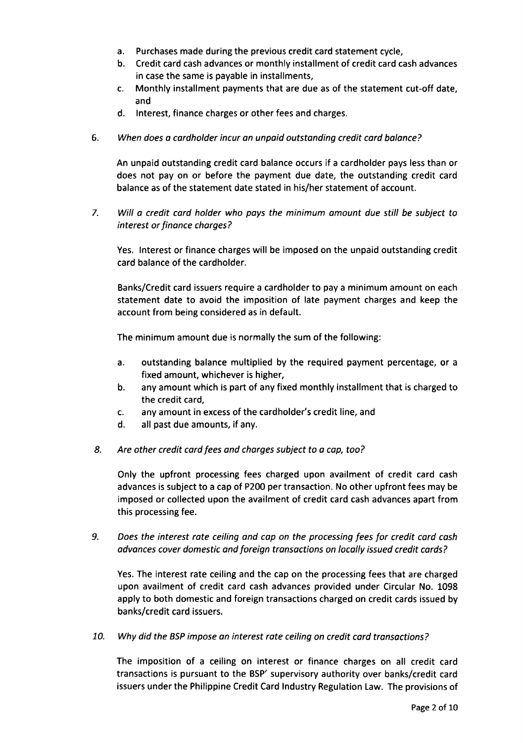a. Purchases made during the previous credit card statement cycle,
b. Credit card cash advances or monthly installment of credit card cash advances in case the same is payable in installments,
c. Monthly installment payments that are due as of the statement cut-off date, and
d. Interest, finance charges or other fees and charges.

6. *When does a cardholder incur an unpaid outstanding credit card balance?*

   An unpaid outstanding credit card balance occurs if a cardholder pays less than or does not pay on or before the payment due date, the outstanding credit card balance as of the statement date stated in his/her statement of account.

7. *Will a credit card holder who pays the minimum amount due still be subject to interest or finance charges?*

   Yes. Interest or finance charges will be imposed on the unpaid outstanding credit card balance of the cardholder.

   Banks/Credit card issuers require a cardholder to pay a minimum amount on each statement date to avoid the imposition of late payment charges and keep the account from being considered as in default.

   The minimum amount due is normally the sum of the following:

   a. outstanding balance multiplied by the required payment percentage, or a fixed amount, whichever is higher,
   b. any amount which is part of any fixed monthly installment that is charged to the credit card,
   c. any amount in excess of the cardholder's credit line, and
   d. all past due amounts, if any.

8. *Are other credit card fees and charges subject to a cap, too?*

   Only the upfront processing fees charged upon availment of credit card cash advances is subject to a cap of P200 per transaction. No other upfront fees may be imposed or collected upon the availment of credit card cash advances apart from this processing fee.

9. *Does the interest rate ceiling and cap on the processing fees for credit card cash advances cover domestic and foreign transactions on locally issued credit cards?*

   Yes. The interest rate ceiling and the cap on the processing fees that are charged upon availment of credit card cash advances provided under Circular No. 1098 apply to both domestic and foreign transactions charged on credit cards issued by banks/credit card issuers.

10. *Why did the BSP impose an interest rate ceiling on credit card transactions?*

    The imposition of a ceiling on interest or finance charges on all credit card transactions is pursuant to the BSP' supervisory authority over banks/credit card issuers under the Philippine Credit Card Industry Regulation Law. The provisions of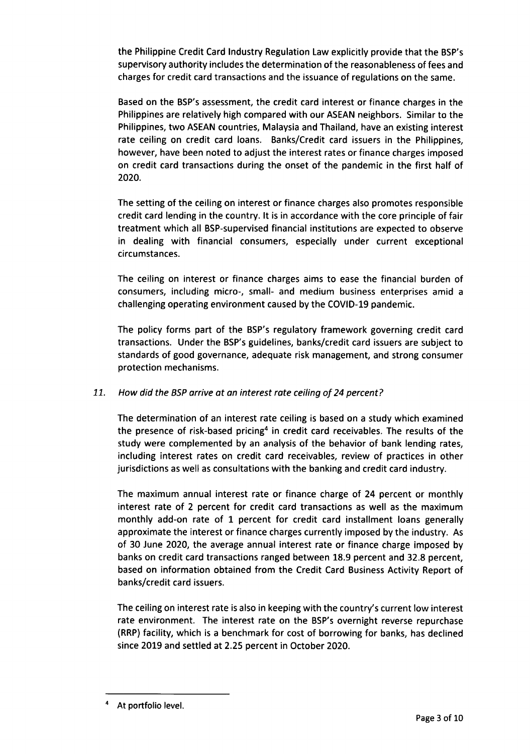the Philippine Credit Card Industry Regulation Law explicitly provide that the BSP's supervisory authority includes the determination of the reasonableness of fees and charges for credit card transactions and the issuance of regulations on the same.

Based on the BSP's assessment, the credit card interest or finance charges in the Philippines are relatively high compared with our ASEAN neighbors. Similar to the Philippines, two ASEAN countries, Malaysia and Thailand, have an existing interest rate ceiling on credit card loans. Banks/Credit card issuers in the Philippines, however, have been noted to adjust the interest rates or finance charges imposed on credit card transactions during the onset of the pandemic in the first half of 2020.

The setting of the ceiling on interest or finance charges also promotes responsible credit card lending in the country. It is in accordance with the core principle of fair treatment which all BSP-supervised financial institutions are expected to observe in dealing with financial consumers, especially under current exceptional circumstances.

The ceiling on interest or finance charges aims to ease the financial burden of consumers, including micro-, small- and medium business enterprises amid a challenging operating environment caused by the COVID-19 pandemic.

The policy forms part of the BSP's regulatory framework governing credit card transactions. Under the BSP's guidelines, banks/credit card issuers are subject to standards of good governance, adequate risk management, and strong consumer protection mechanisms.

*11. How did the BSP arrive at an interest rate ceiling of 24 percent?*

The determination of an interest rate ceiling is based on a study which examined the presence of risk-based pricing[4] in credit card receivables. The results of the study were complemented by an analysis of the behavior of bank lending rates, including interest rates on credit card receivables, review of practices in other jurisdictions as well as consultations with the banking and credit card industry.

The maximum annual interest rate or finance charge of 24 percent or monthly interest rate of 2 percent for credit card transactions as well as the maximum monthly add-on rate of 1 percent for credit card installment loans generally approximate the interest or finance charges currently imposed by the industry. As of 30 June 2020, the average annual interest rate or finance charge imposed by banks on credit card transactions ranged between 18.9 percent and 32.8 percent, based on information obtained from the Credit Card Business Activity Report of banks/credit card issuers.

The ceiling on interest rate is also in keeping with the country's current low interest rate environment. The interest rate on the BSP's overnight reverse repurchase (RRP) facility, which is a benchmark for cost of borrowing for banks, has declined since 2019 and settled at 2.25 percent in October 2020.

---

[4] At portfolio level.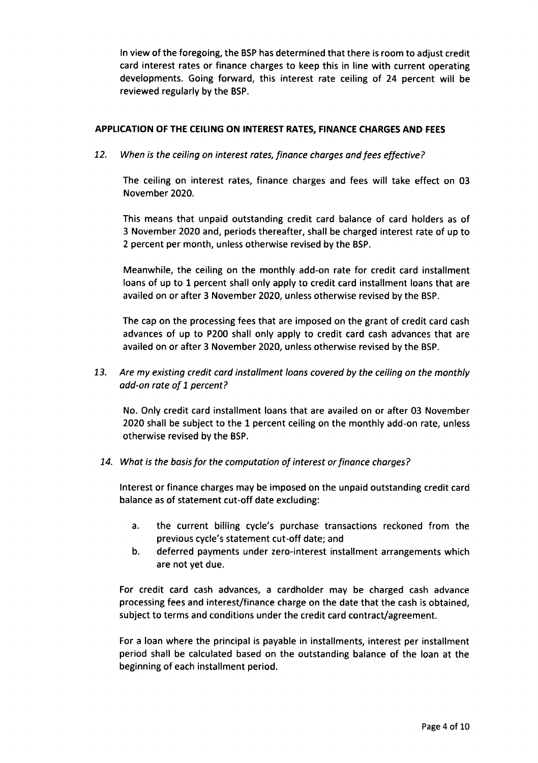In view of the foregoing, the BSP has determined that there is room to adjust credit card interest rates or finance charges to keep this in line with current operating developments. Going forward, this interest rate ceiling of 24 percent will be reviewed regularly by the BSP.

## APPLICATION OF THE CEILING ON INTEREST RATES, FINANCE CHARGES AND FEES

12. *When is the ceiling on interest rates, finance charges and fees effective?*

    The ceiling on interest rates, finance charges and fees will take effect on 03 November 2020.

    This means that unpaid outstanding credit card balance of card holders as of 3 November 2020 and, periods thereafter, shall be charged interest rate of up to 2 percent per month, unless otherwise revised by the BSP.

    Meanwhile, the ceiling on the monthly add-on rate for credit card installment loans of up to 1 percent shall only apply to credit card installment loans that are availed on or after 3 November 2020, unless otherwise revised by the BSP.

    The cap on the processing fees that are imposed on the grant of credit card cash advances of up to P200 shall only apply to credit card cash advances that are availed on or after 3 November 2020, unless otherwise revised by the BSP.

13. *Are my existing credit card installment loans covered by the ceiling on the monthly add-on rate of 1 percent?*

    No. Only credit card installment loans that are availed on or after 03 November 2020 shall be subject to the 1 percent ceiling on the monthly add-on rate, unless otherwise revised by the BSP.

14. *What is the basis for the computation of interest or finance charges?*

    Interest or finance charges may be imposed on the unpaid outstanding credit card balance as of statement cut-off date excluding:

    a. the current billing cycle's purchase transactions reckoned from the previous cycle's statement cut-off date; and
    b. deferred payments under zero-interest installment arrangements which are not yet due.

    For credit card cash advances, a cardholder may be charged cash advance processing fees and interest/finance charge on the date that the cash is obtained, subject to terms and conditions under the credit card contract/agreement.

    For a loan where the principal is payable in installments, interest per installment period shall be calculated based on the outstanding balance of the loan at the beginning of each installment period.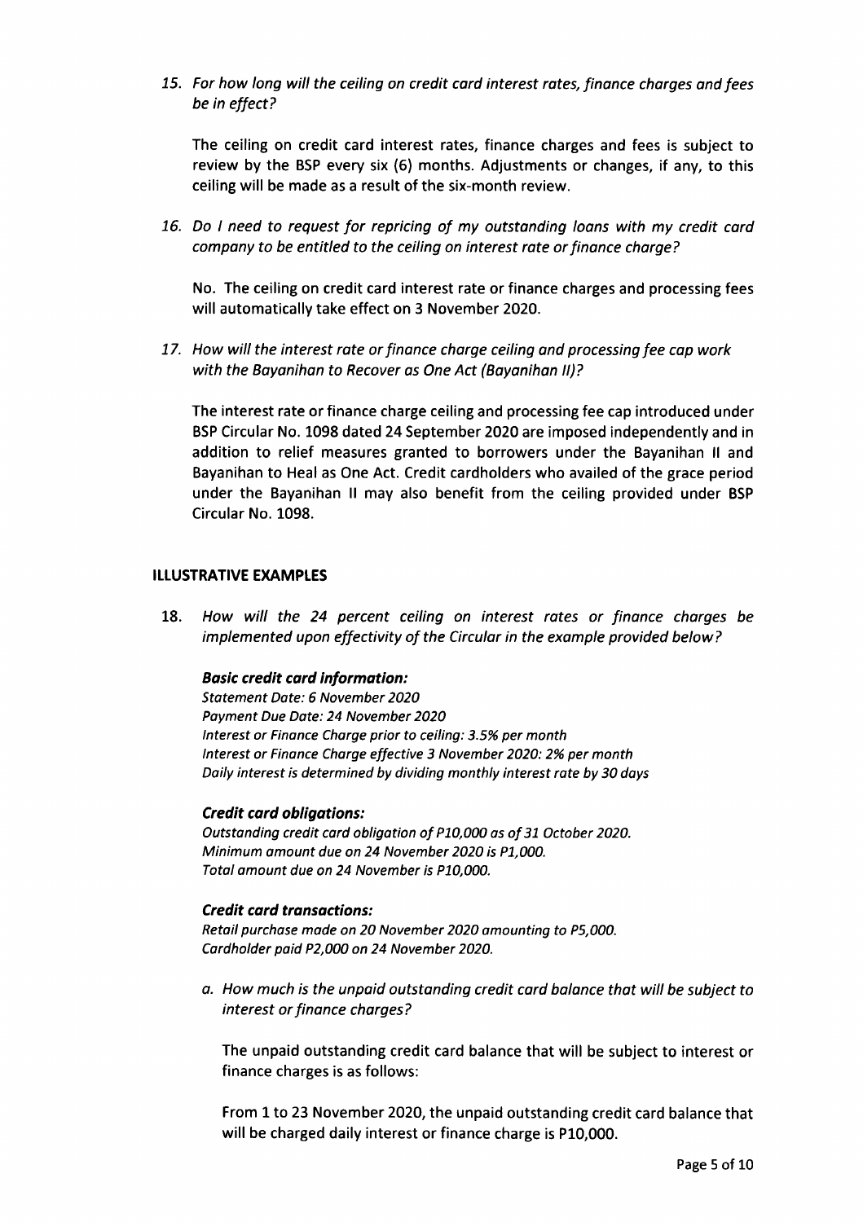15. *For how long will the ceiling on credit card interest rates, finance charges and fees be in effect?*

    The ceiling on credit card interest rates, finance charges and fees is subject to review by the BSP every six (6) months. Adjustments or changes, if any, to this ceiling will be made as a result of the six-month review.

16. *Do I need to request for repricing of my outstanding loans with my credit card company to be entitled to the ceiling on interest rate or finance charge?*

    No. The ceiling on credit card interest rate or finance charges and processing fees will automatically take effect on 3 November 2020.

17. *How will the interest rate or finance charge ceiling and processing fee cap work with the Bayanihan to Recover as One Act (Bayanihan II)?*

    The interest rate or finance charge ceiling and processing fee cap introduced under BSP Circular No. 1098 dated 24 September 2020 are imposed independently and in addition to relief measures granted to borrowers under the Bayanihan II and Bayanihan to Heal as One Act. Credit cardholders who availed of the grace period under the Bayanihan II may also benefit from the ceiling provided under BSP Circular No. 1098.

## ILLUSTRATIVE EXAMPLES

18. *How will the 24 percent ceiling on interest rates or finance charges be implemented upon effectivity of the Circular in the example provided below?*

    ***Basic credit card information:***
    *Statement Date: 6 November 2020*
    *Payment Due Date: 24 November 2020*
    *Interest or Finance Charge prior to ceiling: 3.5% per month*
    *Interest or Finance Charge effective 3 November 2020: 2% per month*
    *Daily interest is determined by dividing monthly interest rate by 30 days*

    ***Credit card obligations:***
    *Outstanding credit card obligation of P10,000 as of 31 October 2020.*
    *Minimum amount due on 24 November 2020 is P1,000.*
    *Total amount due on 24 November is P10,000.*

    ***Credit card transactions:***
    *Retail purchase made on 20 November 2020 amounting to P5,000.*
    *Cardholder paid P2,000 on 24 November 2020.*

    a. *How much is the unpaid outstanding credit card balance that will be subject to interest or finance charges?*

       The unpaid outstanding credit card balance that will be subject to interest or finance charges is as follows:

       From 1 to 23 November 2020, the unpaid outstanding credit card balance that will be charged daily interest or finance charge is P10,000.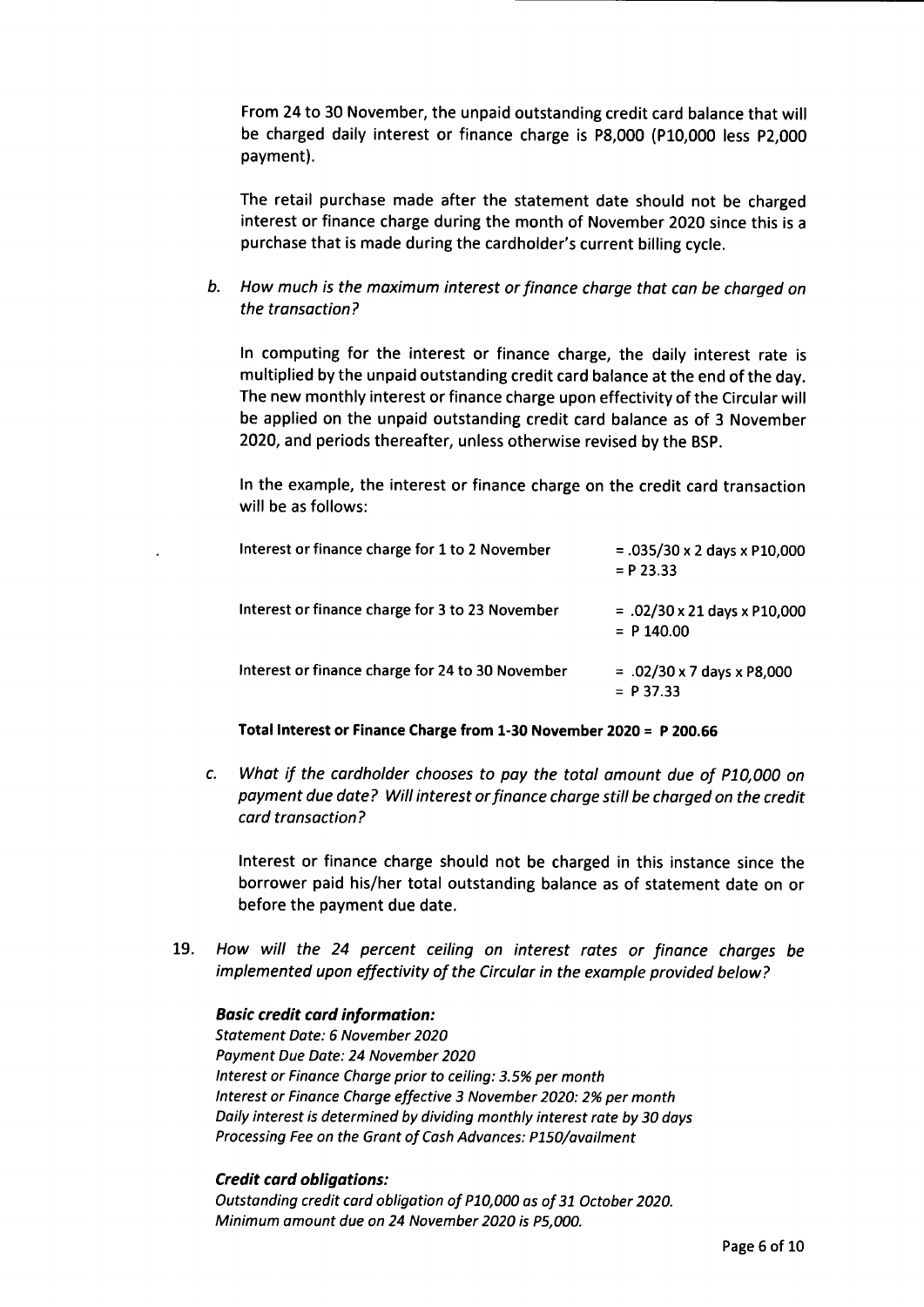From 24 to 30 November, the unpaid outstanding credit card balance that will be charged daily interest or finance charge is P8,000 (P10,000 less P2,000 payment).

The retail purchase made after the statement date should not be charged interest or finance charge during the month of November 2020 since this is a purchase that is made during the cardholder's current billing cycle.

b. *How much is the maximum interest or finance charge that can be charged on the transaction?*

In computing for the interest or finance charge, the daily interest rate is multiplied by the unpaid outstanding credit card balance at the end of the day. The new monthly interest or finance charge upon effectivity of the Circular will be applied on the unpaid outstanding credit card balance as of 3 November 2020, and periods thereafter, unless otherwise revised by the BSP.

In the example, the interest or finance charge on the credit card transaction will be as follows:

| | |
|---|---|
| Interest or finance charge for 1 to 2 November | = .035/30 x 2 days x P10,000 = P 23.33 |
| Interest or finance charge for 3 to 23 November | = .02/30 x 21 days x P10,000 = P 140.00 |
| Interest or finance charge for 24 to 30 November | = .02/30 x 7 days x P8,000 = P 37.33 |

**Total Interest or Finance Charge from 1-30 November 2020 = P 200.66**

c. *What if the cardholder chooses to pay the total amount due of P10,000 on payment due date? Will interest or finance charge still be charged on the credit card transaction?*

Interest or finance charge should not be charged in this instance since the borrower paid his/her total outstanding balance as of statement date on or before the payment due date.

19. *How will the 24 percent ceiling on interest rates or finance charges be implemented upon effectivity of the Circular in the example provided below?*

***Basic credit card information:***
*Statement Date: 6 November 2020*
*Payment Due Date: 24 November 2020*
*Interest or Finance Charge prior to ceiling: 3.5% per month*
*Interest or Finance Charge effective 3 November 2020: 2% per month*
*Daily interest is determined by dividing monthly interest rate by 30 days*
*Processing Fee on the Grant of Cash Advances: P150/availment*

***Credit card obligations:***
*Outstanding credit card obligation of P10,000 as of 31 October 2020.*
*Minimum amount due on 24 November 2020 is P5,000.*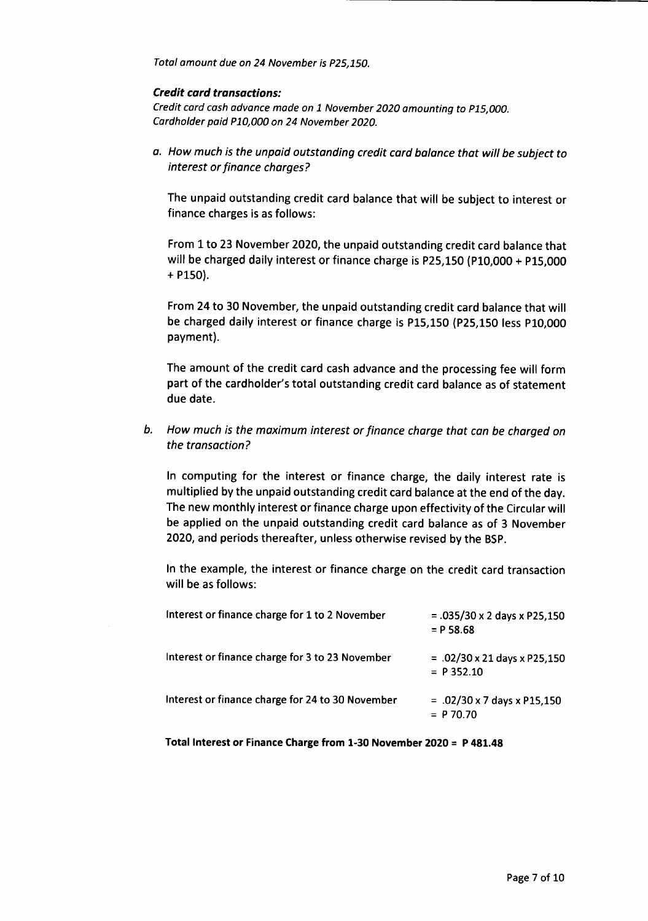*Total amount due on 24 November is P25,150.*

***Credit card transactions:***

*Credit card cash advance made on 1 November 2020 amounting to P15,000.*
*Cardholder paid P10,000 on 24 November 2020.*

a. *How much is the unpaid outstanding credit card balance that will be subject to interest or finance charges?*

The unpaid outstanding credit card balance that will be subject to interest or finance charges is as follows:

From 1 to 23 November 2020, the unpaid outstanding credit card balance that will be charged daily interest or finance charge is P25,150 (P10,000 + P15,000 + P150).

From 24 to 30 November, the unpaid outstanding credit card balance that will be charged daily interest or finance charge is P15,150 (P25,150 less P10,000 payment).

The amount of the credit card cash advance and the processing fee will form part of the cardholder's total outstanding credit card balance as of statement due date.

b. *How much is the maximum interest or finance charge that can be charged on the transaction?*

In computing for the interest or finance charge, the daily interest rate is multiplied by the unpaid outstanding credit card balance at the end of the day. The new monthly interest or finance charge upon effectivity of the Circular will be applied on the unpaid outstanding credit card balance as of 3 November 2020, and periods thereafter, unless otherwise revised by the BSP.

In the example, the interest or finance charge on the credit card transaction will be as follows:

| | |
|---|---|
| Interest or finance charge for 1 to 2 November | = .035/30 x 2 days x P25,150<br>= P 58.68 |
| Interest or finance charge for 3 to 23 November | = .02/30 x 21 days x P25,150<br>= P 352.10 |
| Interest or finance charge for 24 to 30 November | = .02/30 x 7 days x P15,150<br>= P 70.70 |

**Total Interest or Finance Charge from 1-30 November 2020 = P 481.48**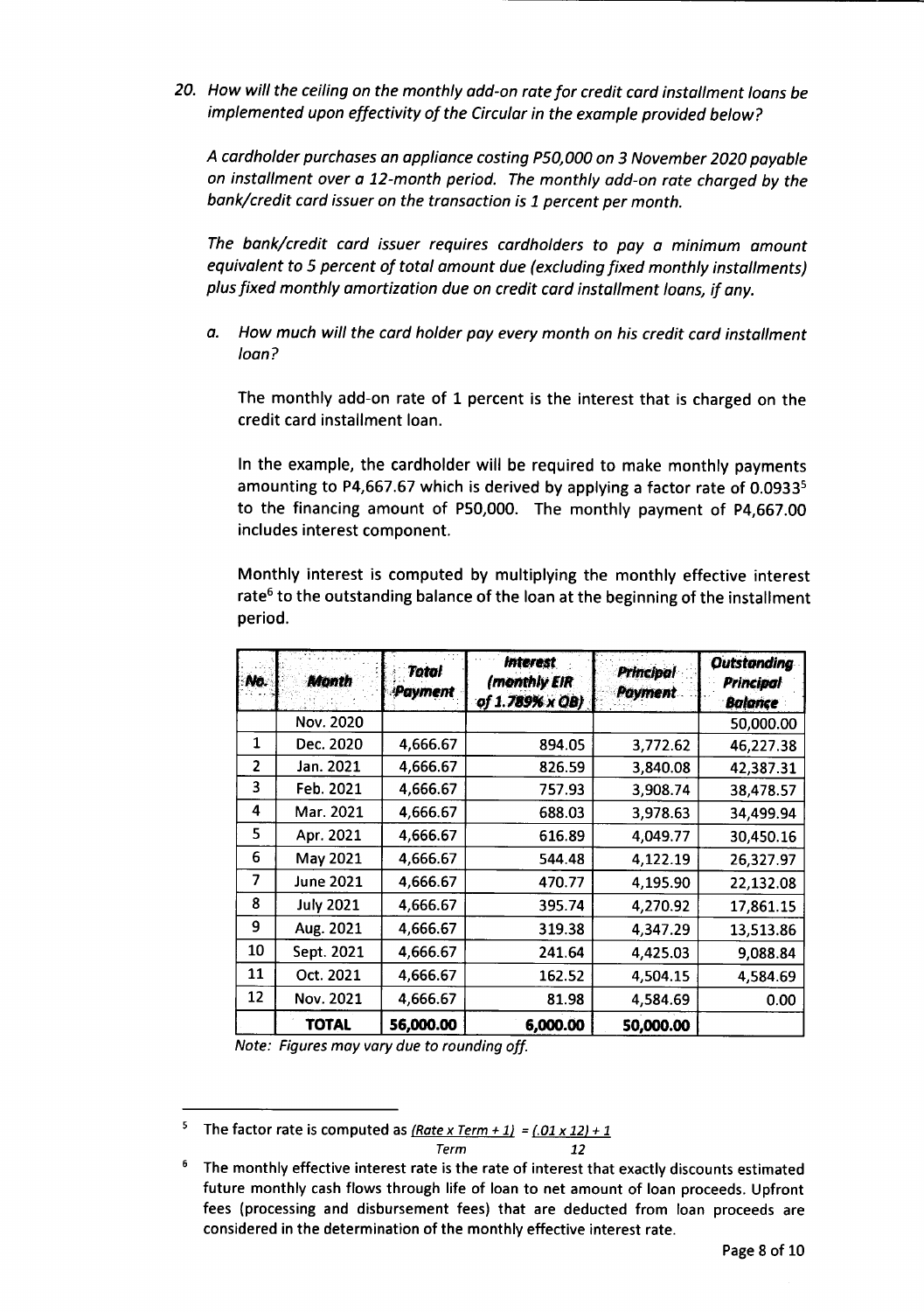20. *How will the ceiling on the monthly add-on rate for credit card installment loans be implemented upon effectivity of the Circular in the example provided below?*

    *A cardholder purchases an appliance costing P50,000 on 3 November 2020 payable on installment over a 12-month period. The monthly add-on rate charged by the bank/credit card issuer on the transaction is 1 percent per month.*

    *The bank/credit card issuer requires cardholders to pay a minimum amount equivalent to 5 percent of total amount due (excluding fixed monthly installments) plus fixed monthly amortization due on credit card installment loans, if any.*

    a. *How much will the card holder pay every month on his credit card installment loan?*

       The monthly add-on rate of 1 percent is the interest that is charged on the credit card installment loan.

       In the example, the cardholder will be required to make monthly payments amounting to P4,667.67 which is derived by applying a factor rate of 0.0933[5] to the financing amount of P50,000. The monthly payment of P4,667.00 includes interest component.

       Monthly interest is computed by multiplying the monthly effective interest rate[6] to the outstanding balance of the loan at the beginning of the installment period.

| No. | Month | Total Payment | Interest (monthly EIR of 1.789% x OB) | Principal Payment | Outstanding Principal Balance |
|---|---|---|---|---|---|
| | Nov. 2020 | | | | 50,000.00 |
| 1 | Dec. 2020 | 4,666.67 | 894.05 | 3,772.62 | 46,227.38 |
| 2 | Jan. 2021 | 4,666.67 | 826.59 | 3,840.08 | 42,387.31 |
| 3 | Feb. 2021 | 4,666.67 | 757.93 | 3,908.74 | 38,478.57 |
| 4 | Mar. 2021 | 4,666.67 | 688.03 | 3,978.63 | 34,499.94 |
| 5 | Apr. 2021 | 4,666.67 | 616.89 | 4,049.77 | 30,450.16 |
| 6 | May 2021 | 4,666.67 | 544.48 | 4,122.19 | 26,327.97 |
| 7 | June 2021 | 4,666.67 | 470.77 | 4,195.90 | 22,132.08 |
| 8 | July 2021 | 4,666.67 | 395.74 | 4,270.92 | 17,861.15 |
| 9 | Aug. 2021 | 4,666.67 | 319.38 | 4,347.29 | 13,513.86 |
| 10 | Sept. 2021 | 4,666.67 | 241.64 | 4,425.03 | 9,088.84 |
| 11 | Oct. 2021 | 4,666.67 | 162.52 | 4,504.15 | 4,584.69 |
| 12 | Nov. 2021 | 4,666.67 | 81.98 | 4,584.69 | 0.00 |
| | **TOTAL** | **56,000.00** | **6,000.00** | **50,000.00** | |

*Note: Figures may vary due to rounding off.*

---

[5] The factor rate is computed as $\frac{(Rate \times Term + 1)}{Term} = \frac{(.01 \times 12) + 1}{12}$

[6] The monthly effective interest rate is the rate of interest that exactly discounts estimated future monthly cash flows through life of loan to net amount of loan proceeds. Upfront fees (processing and disbursement fees) that are deducted from loan proceeds are considered in the determination of the monthly effective interest rate.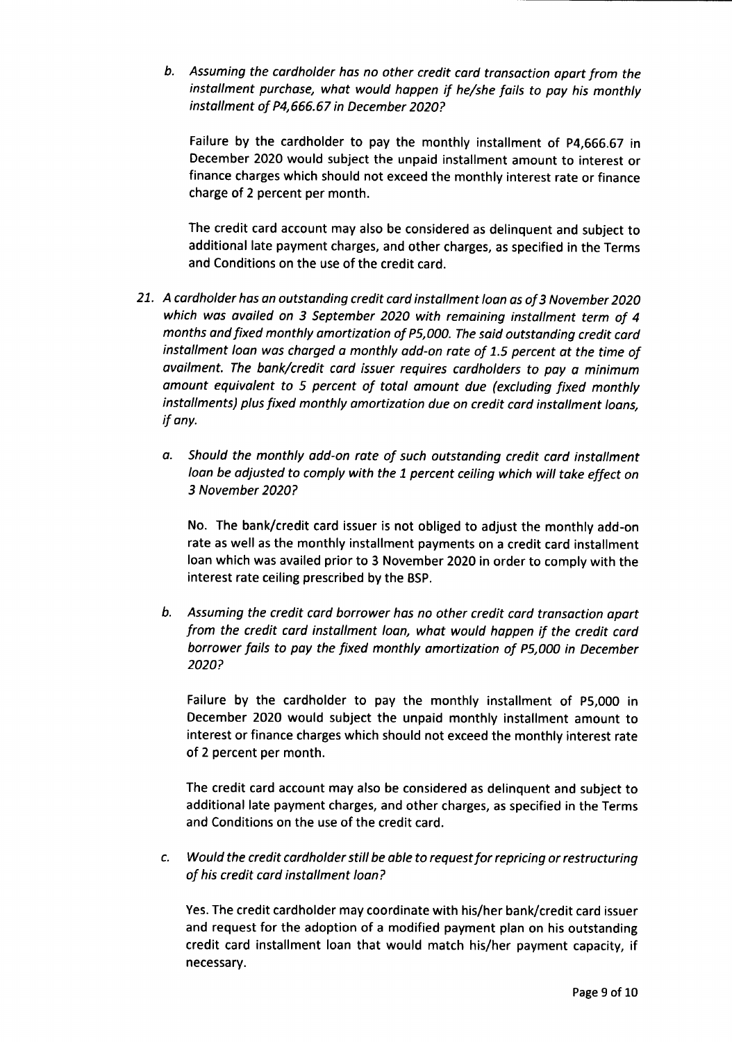b. *Assuming the cardholder has no other credit card transaction apart from the installment purchase, what would happen if he/she fails to pay his monthly installment of P4,666.67 in December 2020?*

   Failure by the cardholder to pay the monthly installment of P4,666.67 in December 2020 would subject the unpaid installment amount to interest or finance charges which should not exceed the monthly interest rate or finance charge of 2 percent per month.

   The credit card account may also be considered as delinquent and subject to additional late payment charges, and other charges, as specified in the Terms and Conditions on the use of the credit card.

21. *A cardholder has an outstanding credit card installment loan as of 3 November 2020 which was availed on 3 September 2020 with remaining installment term of 4 months and fixed monthly amortization of P5,000. The said outstanding credit card installment loan was charged a monthly add-on rate of 1.5 percent at the time of availment. The bank/credit card issuer requires cardholders to pay a minimum amount equivalent to 5 percent of total amount due (excluding fixed monthly installments) plus fixed monthly amortization due on credit card installment loans, if any.*

    a. *Should the monthly add-on rate of such outstanding credit card installment loan be adjusted to comply with the 1 percent ceiling which will take effect on 3 November 2020?*

       No. The bank/credit card issuer is not obliged to adjust the monthly add-on rate as well as the monthly installment payments on a credit card installment loan which was availed prior to 3 November 2020 in order to comply with the interest rate ceiling prescribed by the BSP.

    b. *Assuming the credit card borrower has no other credit card transaction apart from the credit card installment loan, what would happen if the credit card borrower fails to pay the fixed monthly amortization of P5,000 in December 2020?*

       Failure by the cardholder to pay the monthly installment of P5,000 in December 2020 would subject the unpaid monthly installment amount to interest or finance charges which should not exceed the monthly interest rate of 2 percent per month.

       The credit card account may also be considered as delinquent and subject to additional late payment charges, and other charges, as specified in the Terms and Conditions on the use of the credit card.

    c. *Would the credit cardholder still be able to request for repricing or restructuring of his credit card installment loan?*

       Yes. The credit cardholder may coordinate with his/her bank/credit card issuer and request for the adoption of a modified payment plan on his outstanding credit card installment loan that would match his/her payment capacity, if necessary.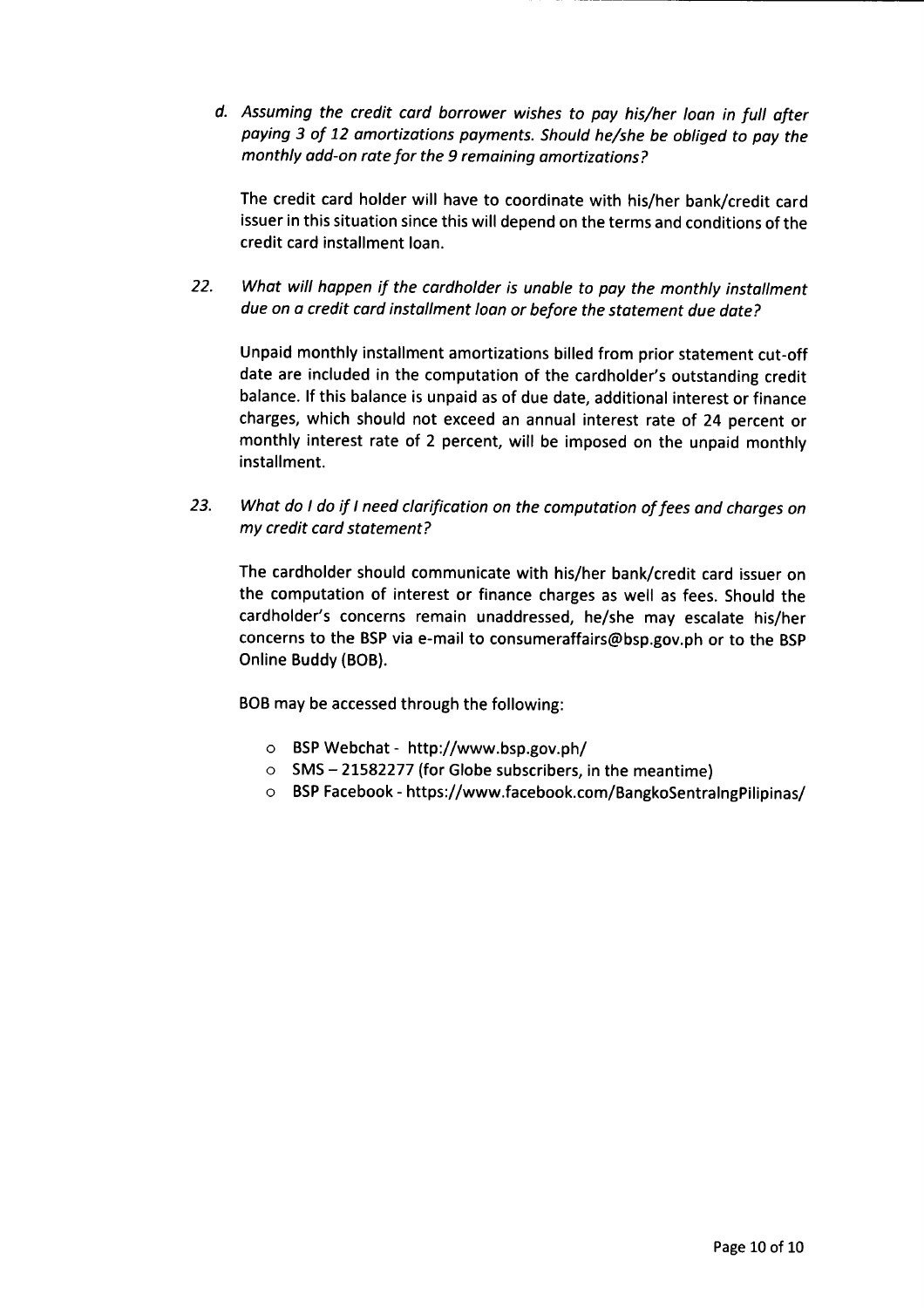d. *Assuming the credit card borrower wishes to pay his/her loan in full after paying 3 of 12 amortizations payments. Should he/she be obliged to pay the monthly add-on rate for the 9 remaining amortizations?*

   The credit card holder will have to coordinate with his/her bank/credit card issuer in this situation since this will depend on the terms and conditions of the credit card installment loan.

22. *What will happen if the cardholder is unable to pay the monthly installment due on a credit card installment loan or before the statement due date?*

    Unpaid monthly installment amortizations billed from prior statement cut-off date are included in the computation of the cardholder's outstanding credit balance. If this balance is unpaid as of due date, additional interest or finance charges, which should not exceed an annual interest rate of 24 percent or monthly interest rate of 2 percent, will be imposed on the unpaid monthly installment.

23. *What do I do if I need clarification on the computation of fees and charges on my credit card statement?*

    The cardholder should communicate with his/her bank/credit card issuer on the computation of interest or finance charges as well as fees. Should the cardholder's concerns remain unaddressed, he/she may escalate his/her concerns to the BSP via e-mail to consumeraffairs@bsp.gov.ph or to the BSP Online Buddy (BOB).

    BOB may be accessed through the following:

    - BSP Webchat - http://www.bsp.gov.ph/
    - SMS – 21582277 (for Globe subscribers, in the meantime)
    - BSP Facebook - https://www.facebook.com/BangkoSentralngPilipinas/